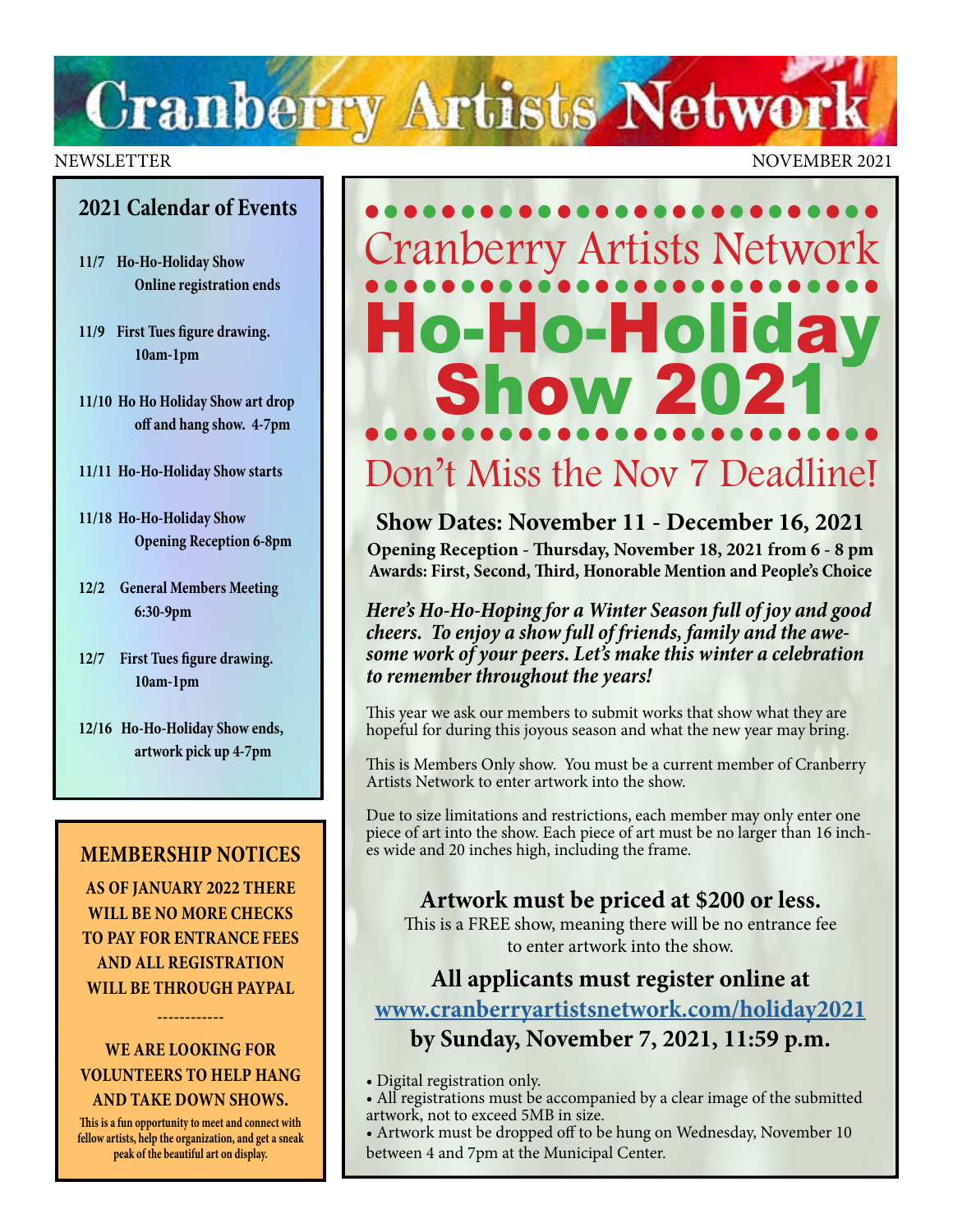# Cranberry Artists Network

NEWSLETTER NOVEMBER 2021

## 2021 Calendar of Events

**11/7** Ho-Ho-Holiday Show Online registration ends

**11/9** First Tues figure drawing. 10am-1pm

**11/10** Ho Ho Holiday Show art drop off and hang show. 4-7pm

**11/11** Ho-Ho-Holiday Show starts

**11/18** Ho-Ho-Holiday Show Opening Reception 6-8pm

**12/2** General Members Meeting 6:30-9pm

**12/7** First Tues figure drawing. 10am-1pm

**12/16** Ho-Ho-Holiday Show ends, artwork pick up 4-7pm

## MEMBERSHIP NOTICES

**AS OF JANUARY 2022 THERE WILL BE NO MORE CHECKS TO PAY FOR ENTRANCE FEES AND ALL REGISTRATION WILL BE THROUGH PAYPAL**

------------

**WE ARE LOOKING FOR VOLUNTEERS TO HELP HANG AND TAKE DOWN SHOWS.**

This is a fun opportunity to meet and connect with fellow artists, help the organization, and get a sneak peak of the beautiful art on display.

---

# Cranberry Artists Network

# Ho-Ho-Holiday Show 2021

## Don't Miss the Nov 7 Deadline!

### Show Dates: November 11 - December 16, 2021

**Opening Reception - Thursday, November 18, 2021 from 6 - 8 pm**
**Awards: First, Second, Third, Honorable Mention and People's Choice**

***Here's Ho-Ho-Hoping for a Winter Season full of joy and good cheers. To enjoy a show full of friends, family and the awesome work of your peers. Let's make this winter a celebration to remember throughout the years!***

This year we ask our members to submit works that show what they are hopeful for during this joyous season and what the new year may bring.

This is Members Only show. You must be a current member of Cranberry Artists Network to enter artwork into the show.

Due to size limitations and restrictions, each member may only enter one piece of art into the show. Each piece of art must be no larger than 16 inches wide and 20 inches high, including the frame.

### Artwork must be priced at $200 or less.

This is a FREE show, meaning there will be no entrance fee to enter artwork into the show.

### All applicants must register online at www.cranberryartistsnetwork.com/holiday2021 by Sunday, November 7, 2021, 11:59 p.m.

- Digital registration only.
- All registrations must be accompanied by a clear image of the submitted artwork, not to exceed 5MB in size.
- Artwork must be dropped off to be hung on Wednesday, November 10 between 4 and 7pm at the Municipal Center.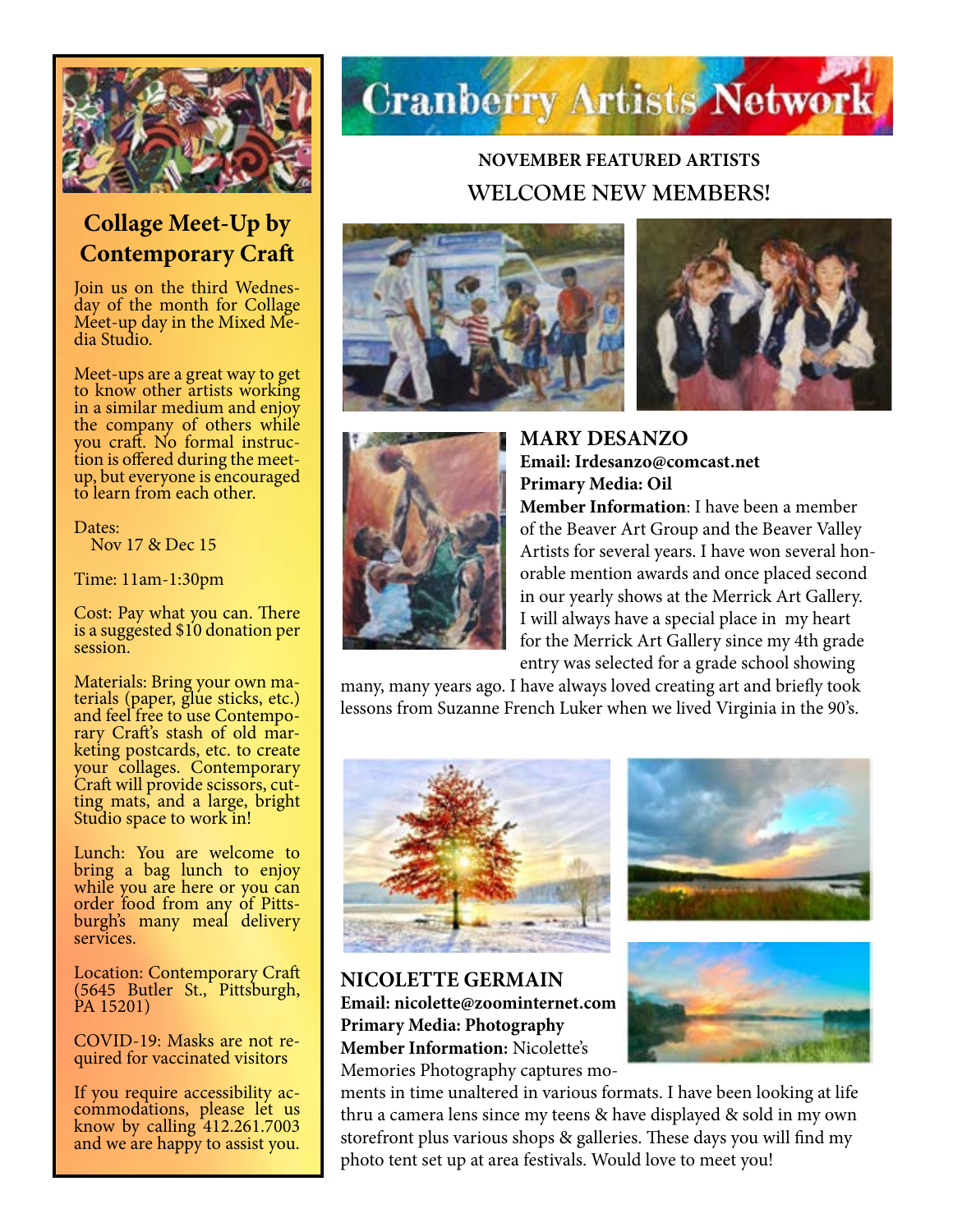## Collage Meet-Up by Contemporary Craft

Join us on the third Wednesday of the month for Collage Meet-up day in the Mixed Media Studio.

Meet-ups are a great way to get to know other artists working in a similar medium and enjoy the company of others while you craft. No formal instruction is offered during the meet-up, but everyone is encouraged to learn from each other.

Dates:
Nov 17 & Dec 15

Time: 11am-1:30pm

Cost: Pay what you can. There is a suggested $10 donation per session.

Materials: Bring your own materials (paper, glue sticks, etc.) and feel free to use Contemporary Craft's stash of old marketing postcards, etc. to create your collages. Contemporary Craft will provide scissors, cutting mats, and a large, bright Studio space to work in!

Lunch: You are welcome to bring a bag lunch to enjoy while you are here or you can order food from any of Pittsburgh's many meal delivery services.

Location: Contemporary Craft (5645 Butler St., Pittsburgh, PA 15201)

COVID-19: Masks are not required for vaccinated visitors

If you require accessibility accommodations, please let us know by calling 412.261.7003 and we are happy to assist you.

# Cranberry Artists Network

### NOVEMBER FEATURED ARTISTS

## WELCOME NEW MEMBERS!

### MARY DESANZO

**Email: lrdesanzo@comcast.net**
**Primary Media: Oil**
**Member Information**: I have been a member of the Beaver Art Group and the Beaver Valley Artists for several years. I have won several honorable mention awards and once placed second in our yearly shows at the Merrick Art Gallery. I will always have a special place in my heart for the Merrick Art Gallery since my 4th grade entry was selected for a grade school showing many, many years ago. I have always loved creating art and briefly took lessons from Suzanne French Luker when we lived Virginia in the 90's.

### NICOLETTE GERMAIN

**Email: nicolette@zoominternet.com**
**Primary Media: Photography**
**Member Information:** Nicolette's Memories Photography captures moments in time unaltered in various formats. I have been looking at life thru a camera lens since my teens & have displayed & sold in my own storefront plus various shops & galleries. These days you will find my photo tent set up at area festivals. Would love to meet you!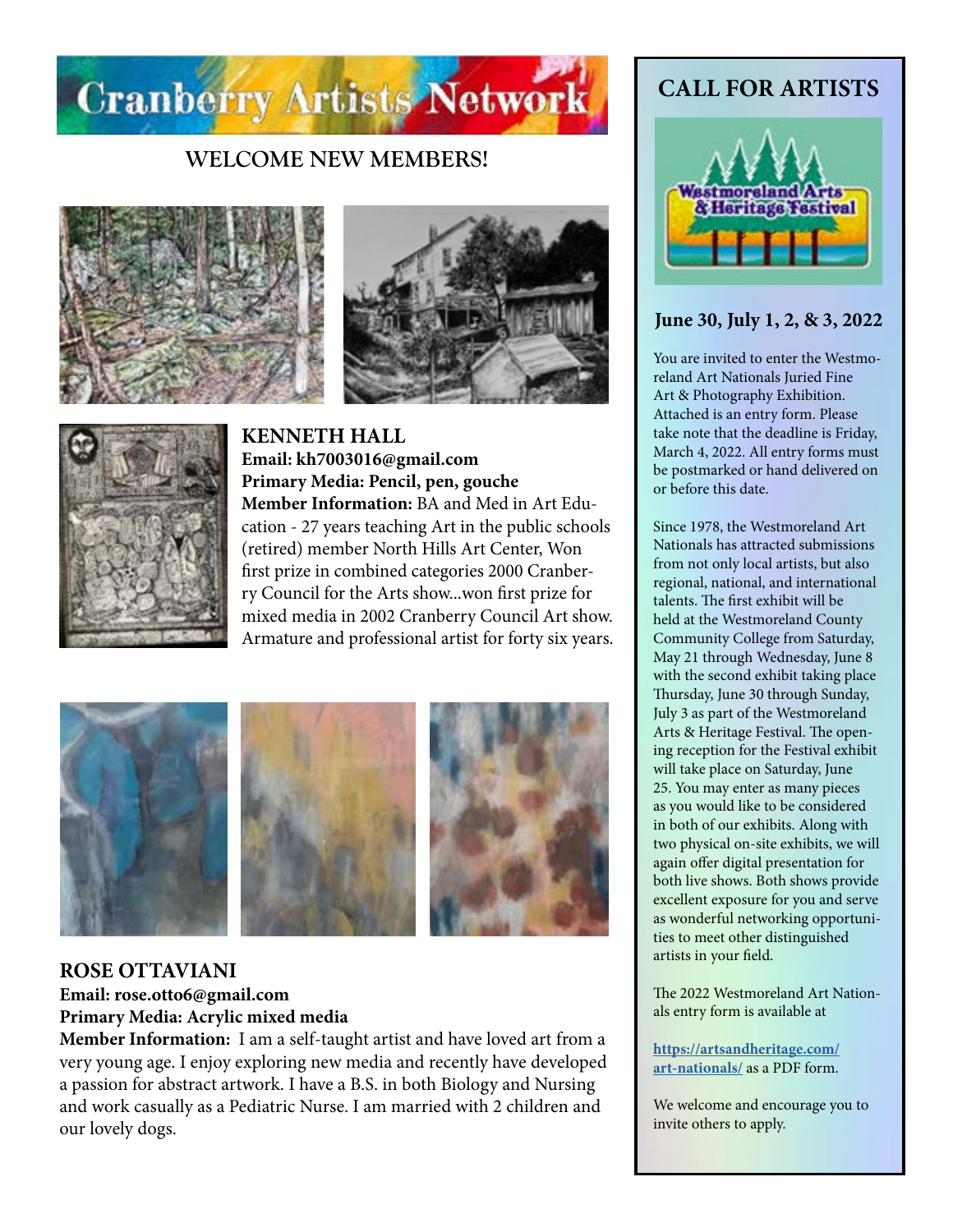# Cranberry Artists Network

## WELCOME NEW MEMBERS!

### KENNETH HALL

**Email: kh7003016@gmail.com**
**Primary Media: Pencil, pen, gouche**
**Member Information:** BA and Med in Art Education - 27 years teaching Art in the public schools (retired) member North Hills Art Center, Won first prize in combined categories 2000 Cranberry Council for the Arts show...won first prize for mixed media in 2002 Cranberry Council Art show. Armature and professional artist for forty six years.

### ROSE OTTAVIANI

**Email: rose.otto6@gmail.com**
**Primary Media: Acrylic mixed media**
**Member Information:** I am a self-taught artist and have loved art from a very young age. I enjoy exploring new media and recently have developed a passion for abstract artwork. I have a B.S. in both Biology and Nursing and work casually as a Pediatric Nurse. I am married with 2 children and our lovely dogs.

## CALL FOR ARTISTS

Westmoreland Arts & Heritage Festival

### June 30, July 1, 2, & 3, 2022

You are invited to enter the Westmoreland Art Nationals Juried Fine Art & Photography Exhibition. Attached is an entry form. Please take note that the deadline is Friday, March 4, 2022. All entry forms must be postmarked or hand delivered on or before this date.

Since 1978, the Westmoreland Art Nationals has attracted submissions from not only local artists, but also regional, national, and international talents. The first exhibit will be held at the Westmoreland County Community College from Saturday, May 21 through Wednesday, June 8 with the second exhibit taking place Thursday, June 30 through Sunday, July 3 as part of the Westmoreland Arts & Heritage Festival. The opening reception for the Festival exhibit will take place on Saturday, June 25. You may enter as many pieces as you would like to be considered in both of our exhibits. Along with two physical on-site exhibits, we will again offer digital presentation for both live shows. Both shows provide excellent exposure for you and serve as wonderful networking opportunities to meet other distinguished artists in your field.

The 2022 Westmoreland Art Nationals entry form is available at

**https://artsandheritage.com/art-nationals/** as a PDF form.

We welcome and encourage you to invite others to apply.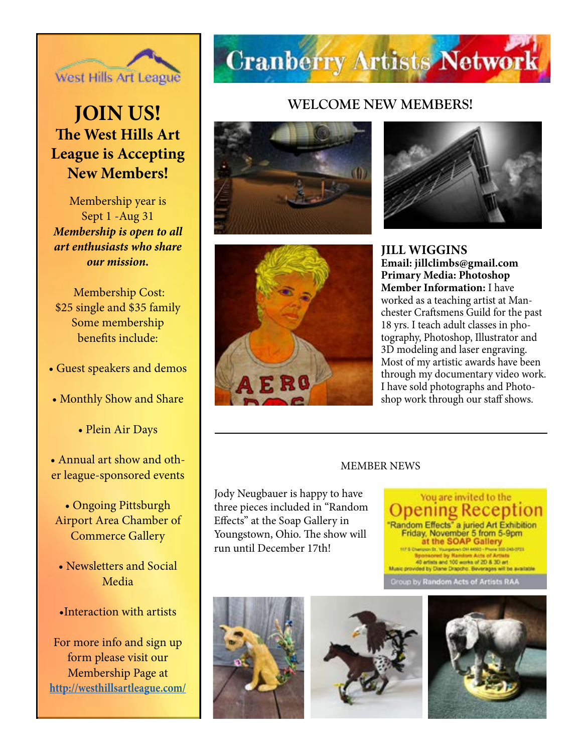West Hills Art League

# JOIN US!

## The West Hills Art League is Accepting New Members!

Membership year is Sept 1 -Aug 31

***Membership is open to all art enthusiasts who share our mission.***

Membership Cost: $25 single and $35 family

Some membership benefits include:

- Guest speakers and demos
- Monthly Show and Share
- Plein Air Days
- Annual art show and other league-sponsored events
- Ongoing Pittsburgh Airport Area Chamber of Commerce Gallery
- Newsletters and Social Media
- Interaction with artists

For more info and sign up form please visit our Membership Page at [http://westhillsartleague.com/](http://westhillsartleague.com/)

# Cranberry Artists Network

## WELCOME NEW MEMBERS!

**JILL WIGGINS**
**Email: jillclimbs@gmail.com**
**Primary Media: Photoshop**
**Member Information:** I have worked as a teaching artist at Manchester Craftsmens Guild for the past 18 yrs. I teach adult classes in photography, Photoshop, Illustrator and 3D modeling and laser engraving. Most of my artistic awards have been through my documentary video work. I have sold photographs and Photoshop work through our staff shows.

---

MEMBER NEWS

Jody Neugbauer is happy to have three pieces included in "Random Effects" at the Soap Gallery in Youngstown, Ohio. The show will run until December 17th!

You are invited to the **Opening Reception**
"Random Effects" a juried Art Exhibition
Friday, November 5 from 5-9pm
at the SOAP Gallery
Sponsored by Random Acts of Artists
40 artists and 100 works of 2D & 3D art
Music provided by Diane Drapcho. Beverages will be available
Group by Random Acts of Artists RAA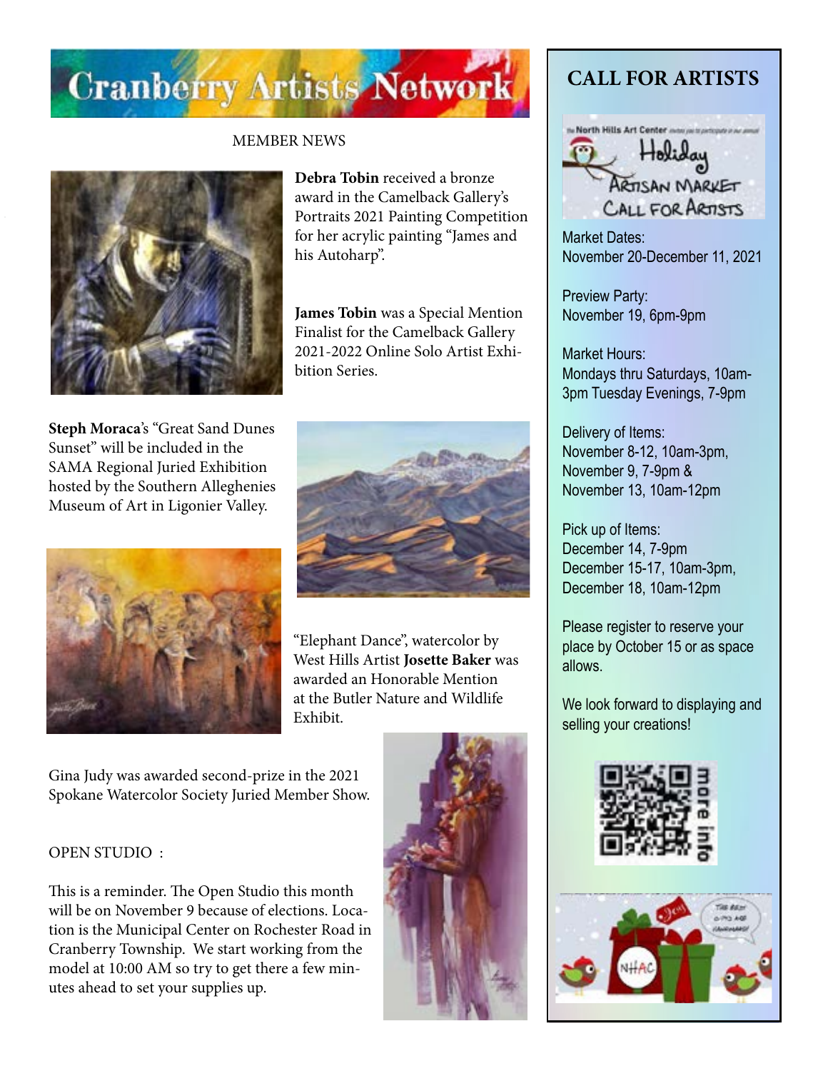# Cranberry Artists Network

MEMBER NEWS

**Debra Tobin** received a bronze award in the Camelback Gallery's Portraits 2021 Painting Competition for her acrylic painting "James and his Autoharp".

**James Tobin** was a Special Mention Finalist for the Camelback Gallery 2021-2022 Online Solo Artist Exhibition Series.

**Steph Moraca**'s "Great Sand Dunes Sunset" will be included in the SAMA Regional Juried Exhibition hosted by the Southern Alleghenies Museum of Art in Ligonier Valley.

"Elephant Dance", watercolor by West Hills Artist **Josette Baker** was awarded an Honorable Mention at the Butler Nature and Wildlife Exhibit.

Gina Judy was awarded second-prize in the 2021 Spokane Watercolor Society Juried Member Show.

OPEN STUDIO :

This is a reminder. The Open Studio this month will be on November 9 because of elections. Location is the Municipal Center on Rochester Road in Cranberry Township. We start working from the model at 10:00 AM so try to get there a few minutes ahead to set your supplies up.

## CALL FOR ARTISTS

The North Hills Art Center invites you to participate in our annual Holiday Artisan Market Call for Artists

Market Dates:
November 20-December 11, 2021

Preview Party:
November 19, 6pm-9pm

Market Hours:
Mondays thru Saturdays, 10am-3pm Tuesday Evenings, 7-9pm

Delivery of Items:
November 8-12, 10am-3pm,
November 9, 7-9pm &
November 13, 10am-12pm

Pick up of Items:
December 14, 7-9pm
December 15-17, 10am-3pm,
December 18, 10am-12pm

Please register to reserve your place by October 15 or as space allows.

We look forward to displaying and selling your creations!

more info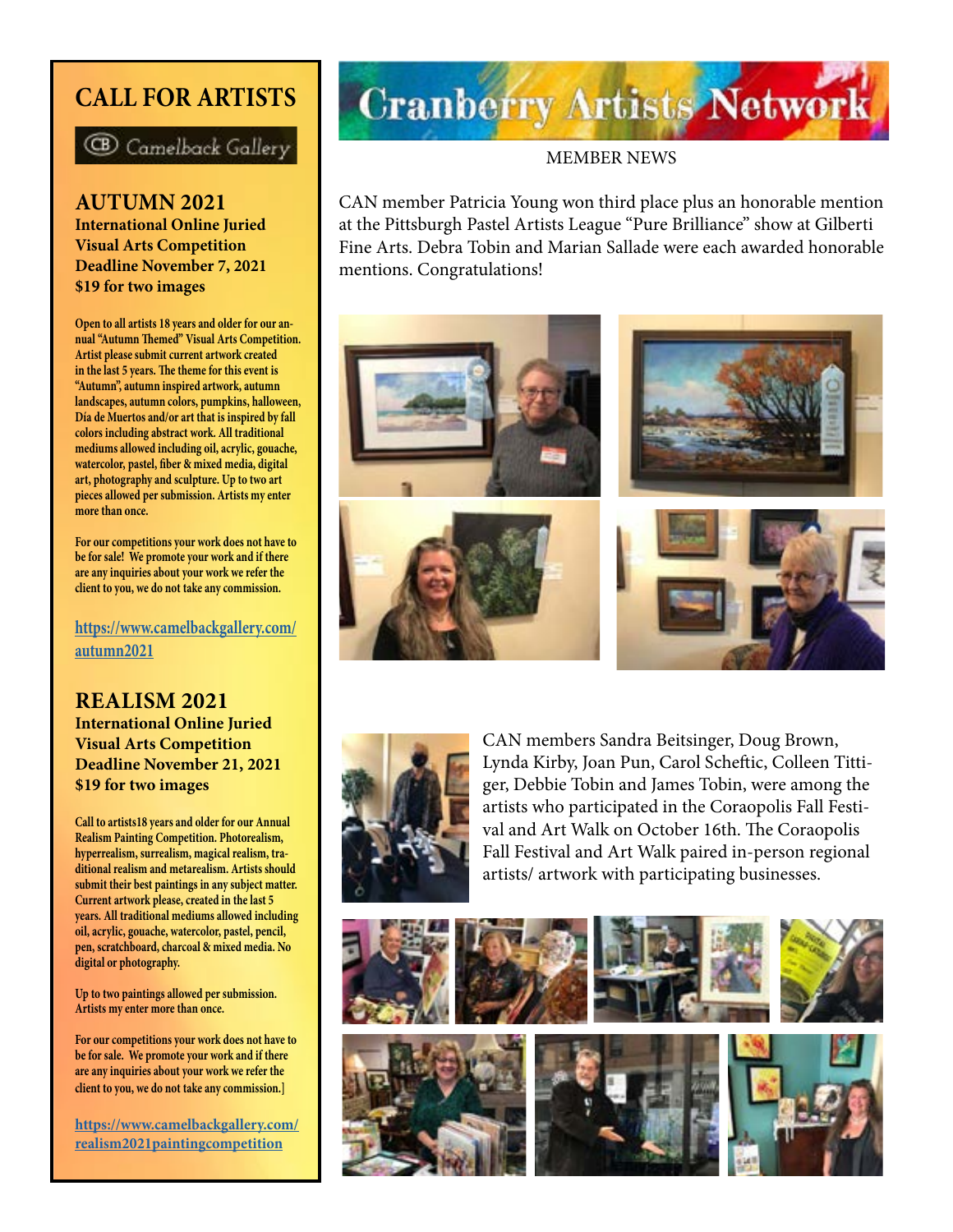# CALL FOR ARTISTS

Camelback Gallery

## AUTUMN 2021

**International Online Juried Visual Arts Competition**
**Deadline November 7, 2021**
**$19 for two images**

**Open to all artists 18 years and older for our annual "Autumn Themed" Visual Arts Competition. Artist please submit current artwork created in the last 5 years. The theme for this event is "Autumn", autumn inspired artwork, autumn landscapes, autumn colors, pumpkins, halloween, Día de Muertos and/or art that is inspired by fall colors including abstract work. All traditional mediums allowed including oil, acrylic, gouache, watercolor, pastel, fiber & mixed media, digital art, photography and sculpture. Up to two art pieces allowed per submission. Artists my enter more than once.**

**For our competitions your work does not have to be for sale! We promote your work and if there are any inquiries about your work we refer the client to you, we do not take any commission.**

https://www.camelbackgallery.com/autumn2021

## REALISM 2021

**International Online Juried Visual Arts Competition**
**Deadline November 21, 2021**
**$19 for two images**

**Call to artists18 years and older for our Annual Realism Painting Competition. Photorealism, hyperrealism, surrealism, magical realism, traditional realism and metarealism. Artists should submit their best paintings in any subject matter. Current artwork please, created in the last 5 years. All traditional mediums allowed including oil, acrylic, gouache, watercolor, pastel, pencil, pen, scratchboard, charcoal & mixed media. No digital or photography.**

**Up to two paintings allowed per submission. Artists my enter more than once.**

**For our competitions your work does not have to be for sale. We promote your work and if there are any inquiries about your work we refer the client to you, we do not take any commission.]**

https://www.camelbackgallery.com/realism2021paintingcompetition

# Cranberry Artists Network

MEMBER NEWS

CAN member Patricia Young won third place plus an honorable mention at the Pittsburgh Pastel Artists League "Pure Brilliance" show at Gilberti Fine Arts. Debra Tobin and Marian Sallade were each awarded honorable mentions. Congratulations!

CAN members Sandra Beitsinger, Doug Brown, Lynda Kirby, Joan Pun, Carol Scheftic, Colleen Tittiger, Debbie Tobin and James Tobin, were among the artists who participated in the Coraopolis Fall Festival and Art Walk on October 16th. The Coraopolis Fall Festival and Art Walk paired in-person regional artists/ artwork with participating businesses.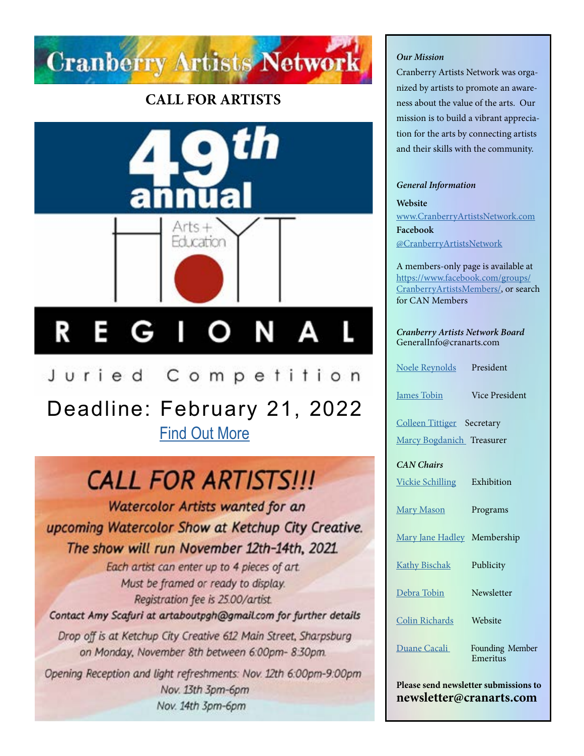# Cranberry Artists Network

## CALL FOR ARTISTS

49th annual

Arts + Education

HOYT

REGIONAL

Juried Competition

Deadline: February 21, 2022

Find Out More

## CALL FOR ARTISTS!!!

Watercolor Artists wanted for an upcoming Watercolor Show at Ketchup City Creative. The show will run November 12th-14th, 2021

Each artist can enter up to 4 pieces of art.
Must be framed or ready to display.
Registration fee is 25.00/artist.

Contact Amy Scafuri at artaboutpgh@gmail.com for further details

Drop off is at Ketchup City Creative 612 Main Street, Sharpsburg on Monday, November 8th between 6:00pm- 8:30pm.

Opening Reception and light refreshments: Nov. 12th 6:00pm-9:00pm
Nov. 13th 3pm-6pm
Nov. 14th 3pm-6pm

*Our Mission*

Cranberry Artists Network was organized by artists to promote an awareness about the value of the arts. Our mission is to build a vibrant appreciation for the arts by connecting artists and their skills with the community.

*General Information*

**Website**
www.CranberryArtistsNetwork.com

**Facebook**
@CranberryArtistsNetwork

A members-only page is available at https://www.facebook.com/groups/CranberryArtistsMembers/, or search for CAN Members

*Cranberry Artists Network Board*
GeneralInfo@cranarts.com

| | |
|---|---|
| Noele Reynolds | President |
| James Tobin | Vice President |
| Colleen Tittiger | Secretary |
| Marcy Bogdanich | Treasurer |

*CAN Chairs*

| | |
|---|---|
| Vickie Schilling | Exhibition |
| Mary Mason | Programs |
| Mary Jane Hadley | Membership |
| Kathy Bischak | Publicity |
| Debra Tobin | Newsletter |
| Colin Richards | Website |
| Duane Cacali | Founding Member Emeritus |

**Please send newsletter submissions to**
**newsletter@cranarts.com**